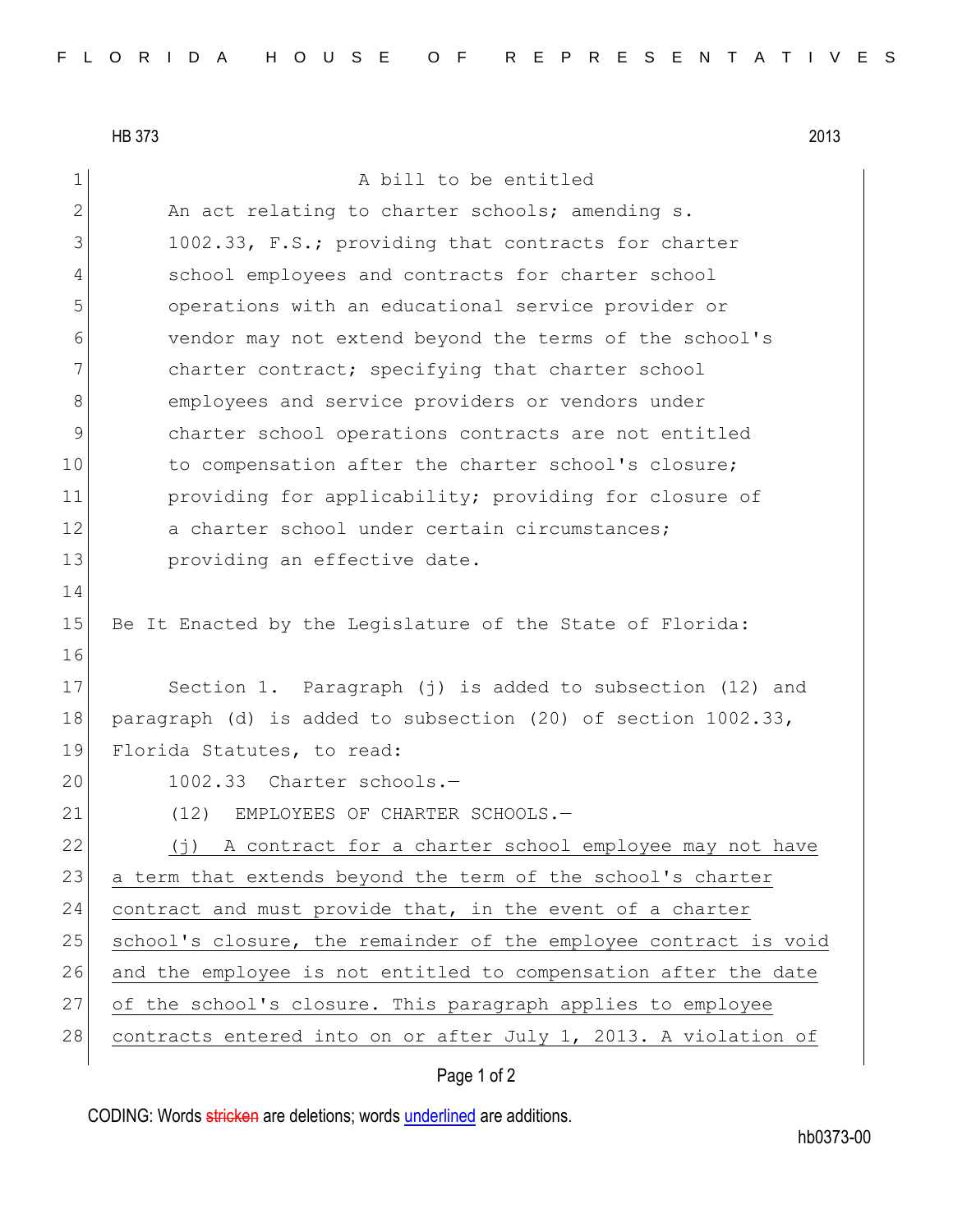HB 373 2013

A bill to be entitled

An act relating to charter schools; amending s. 1002.33, F.S.; providing that contracts for charter school employees and contracts for charter school operations with an educational service provider or vendor may not extend beyond the terms of the school's charter contract; specifying that charter school employees and service providers or vendors under charter school operations contracts are not entitled to compensation after the charter school's closure; providing for applicability; providing for closure of a charter school under certain circumstances; providing an effective date.

Be It Enacted by the Legislature of the State of Florida:

Section 1. Paragraph (j) is added to subsection (12) and paragraph (d) is added to subsection (20) of section 1002.33, Florida Statutes, to read:

1002.33 Charter schools.—

(12) EMPLOYEES OF CHARTER SCHOOLS.—

(j) A contract for a charter school employee may not have a term that extends beyond the term of the school's charter contract and must provide that, in the event of a charter school's closure, the remainder of the employee contract is void and the employee is not entitled to compensation after the date of the school's closure. This paragraph applies to employee contracts entered into on or after July 1, 2013. A violation of

CODING: Words stricken are deletions; words underlined are additions.

hb0373-00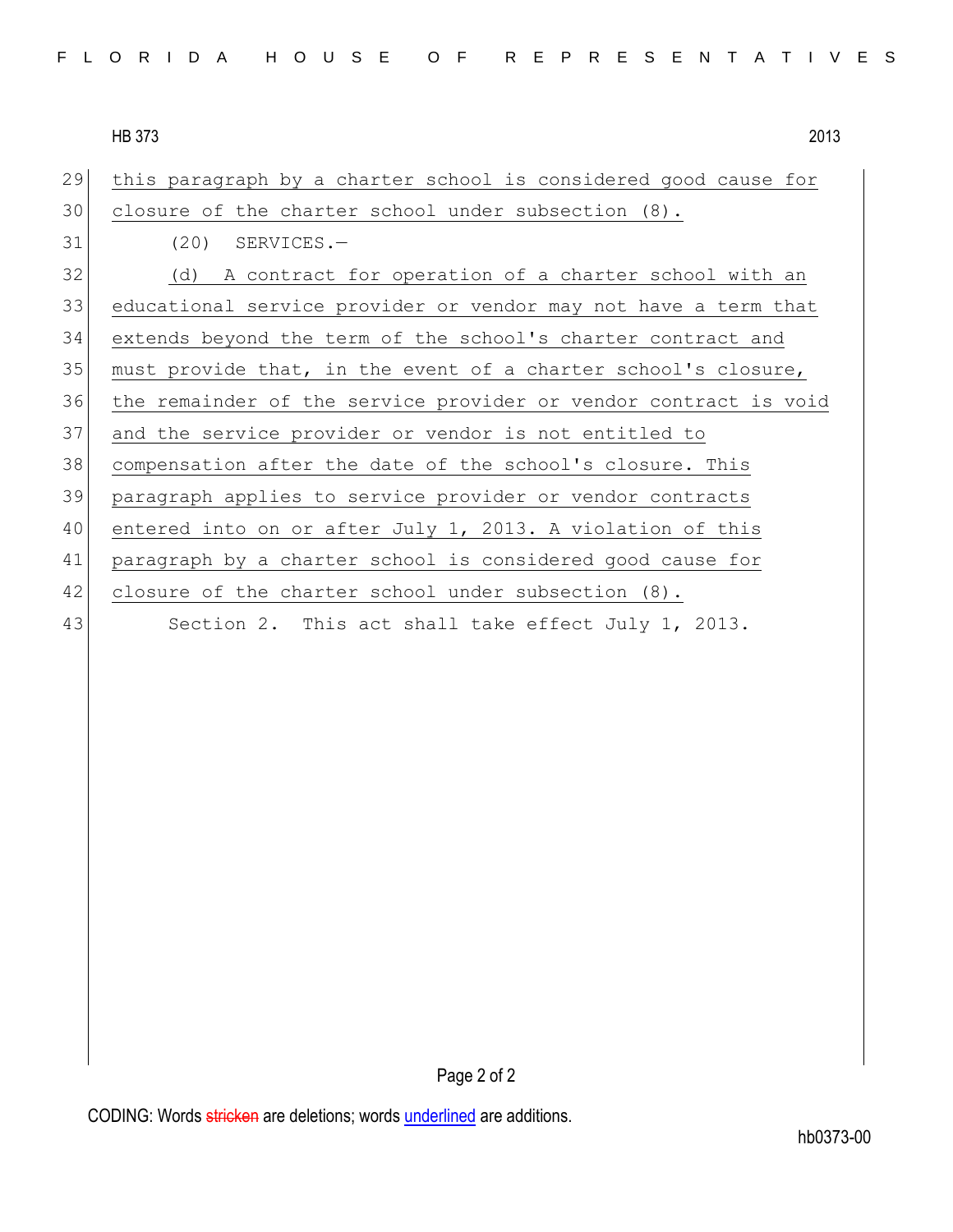this paragraph by a charter school is considered good cause for closure of the charter school under subsection (8).

(20) SERVICES.—

(d) A contract for operation of a charter school with an educational service provider or vendor may not have a term that extends beyond the term of the school's charter contract and must provide that, in the event of a charter school's closure, the remainder of the service provider or vendor contract is void and the service provider or vendor is not entitled to compensation after the date of the school's closure. This paragraph applies to service provider or vendor contracts entered into on or after July 1, 2013. A violation of this paragraph by a charter school is considered good cause for closure of the charter school under subsection (8).

Section 2. This act shall take effect July 1, 2013.

CODING: Words stricken are deletions; words underlined are additions.